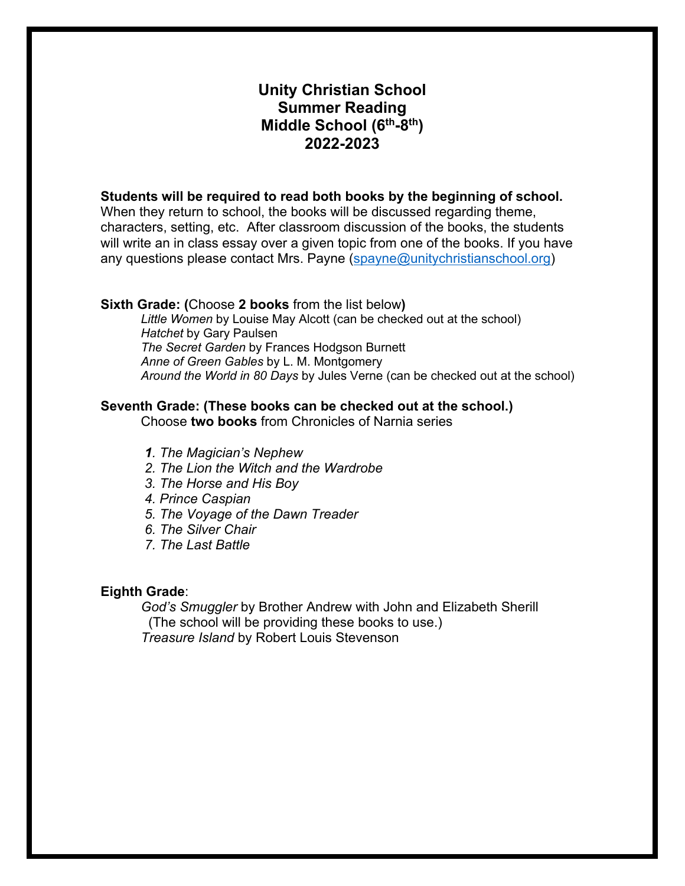# Unity Christian School
# Summer Reading
# Middle School (6th-8th)
# 2022-2023

**Students will be required to read both books by the beginning of school.** When they return to school, the books will be discussed regarding theme, characters, setting, etc. After classroom discussion of the books, the students will write an in class essay over a given topic from one of the books. If you have any questions please contact Mrs. Payne (spayne@unitychristianschool.org)

**Sixth Grade: (**Choose **2 books** from the list below**)**

*Little Women* by Louise May Alcott (can be checked out at the school)
*Hatchet* by Gary Paulsen
*The Secret Garden* by Frances Hodgson Burnett
*Anne of Green Gables* by L. M. Montgomery
*Around the World in 80 Days* by Jules Verne (can be checked out at the school)

**Seventh Grade: (These books can be checked out at the school.)**

Choose **two books** from Chronicles of Narnia series

1. *The Magician's Nephew*
2. *The Lion the Witch and the Wardrobe*
3. *The Horse and His Boy*
4. *Prince Caspian*
5. *The Voyage of the Dawn Treader*
6. *The Silver Chair*
7. *The Last Battle*

**Eighth Grade**:

*God's Smuggler* by Brother Andrew with John and Elizabeth Sherill
(The school will be providing these books to use.)
*Treasure Island* by Robert Louis Stevenson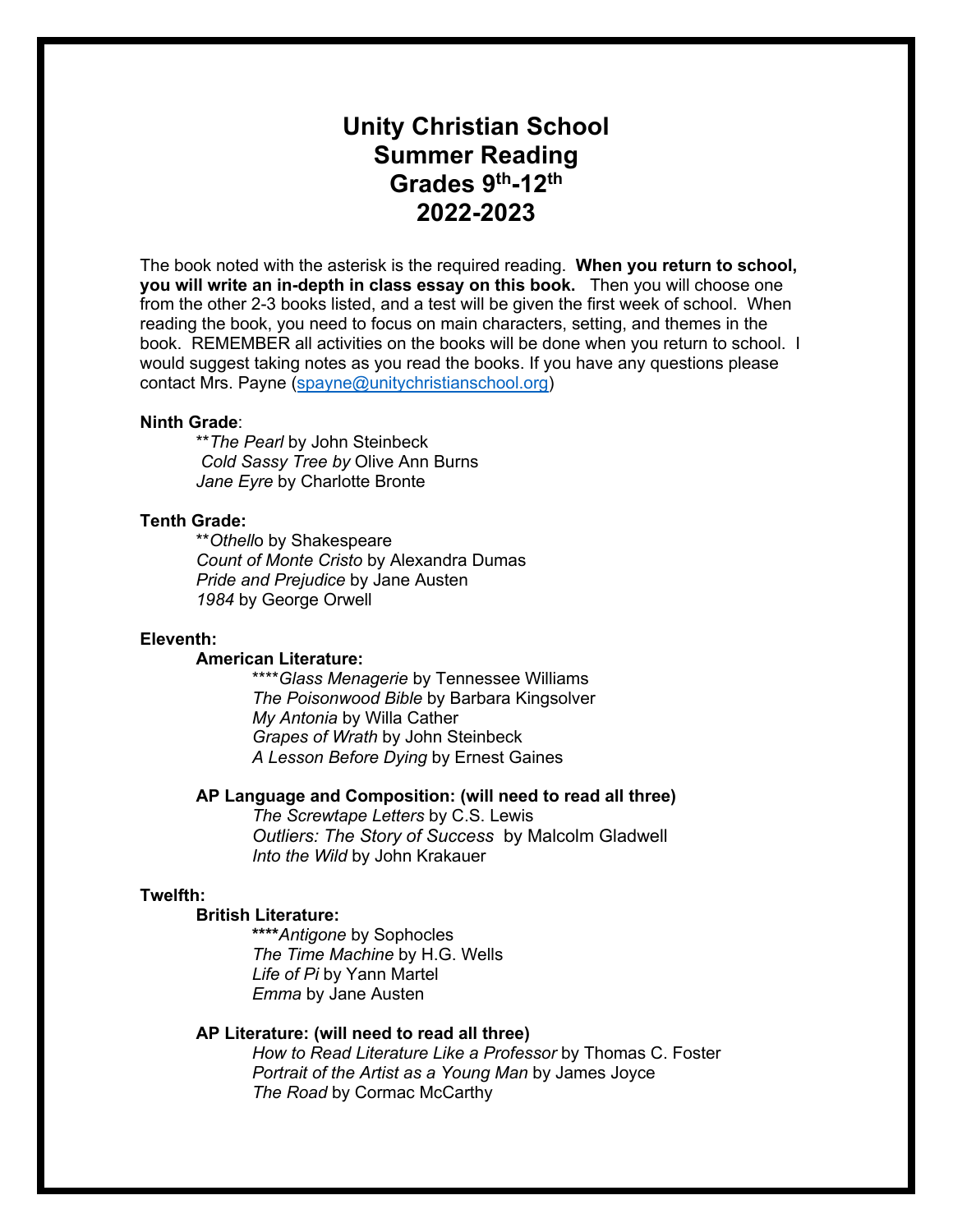# Unity Christian School
# Summer Reading
# Grades 9th-12th
# 2022-2023

The book noted with the asterisk is the required reading. **When you return to school, you will write an in-depth in class essay on this book.** Then you will choose one from the other 2-3 books listed, and a test will be given the first week of school. When reading the book, you need to focus on main characters, setting, and themes in the book. REMEMBER all activities on the books will be done when you return to school. I would suggest taking notes as you read the books. If you have any questions please contact Mrs. Payne (spayne@unitychristianschool.org)

**Ninth Grade**:

- \*\**The Pearl* by John Steinbeck
- *Cold Sassy Tree by* Olive Ann Burns
- *Jane Eyre* by Charlotte Bronte

**Tenth Grade:**

- \*\**Othello* by Shakespeare
- *Count of Monte Cristo* by Alexandra Dumas
- *Pride and Prejudice* by Jane Austen
- *1984* by George Orwell

**Eleventh:**

**American Literature:**

- \*\*\*\**Glass Menagerie* by Tennessee Williams
- *The Poisonwood Bible* by Barbara Kingsolver
- *My Antonia* by Willa Cather
- *Grapes of Wrath* by John Steinbeck
- *A Lesson Before Dying* by Ernest Gaines

**AP Language and Composition: (will need to read all three)**

- *The Screwtape Letters* by C.S. Lewis
- *Outliers: The Story of Success* by Malcolm Gladwell
- *Into the Wild* by John Krakauer

**Twelfth:**

**British Literature:**

- **\*\*\*\***_Antigone_ by Sophocles
- *The Time Machine* by H.G. Wells
- *Life of Pi* by Yann Martel
- *Emma* by Jane Austen

**AP Literature: (will need to read all three)**

- *How to Read Literature Like a Professor* by Thomas C. Foster
- *Portrait of the Artist as a Young Man* by James Joyce
- *The Road* by Cormac McCarthy